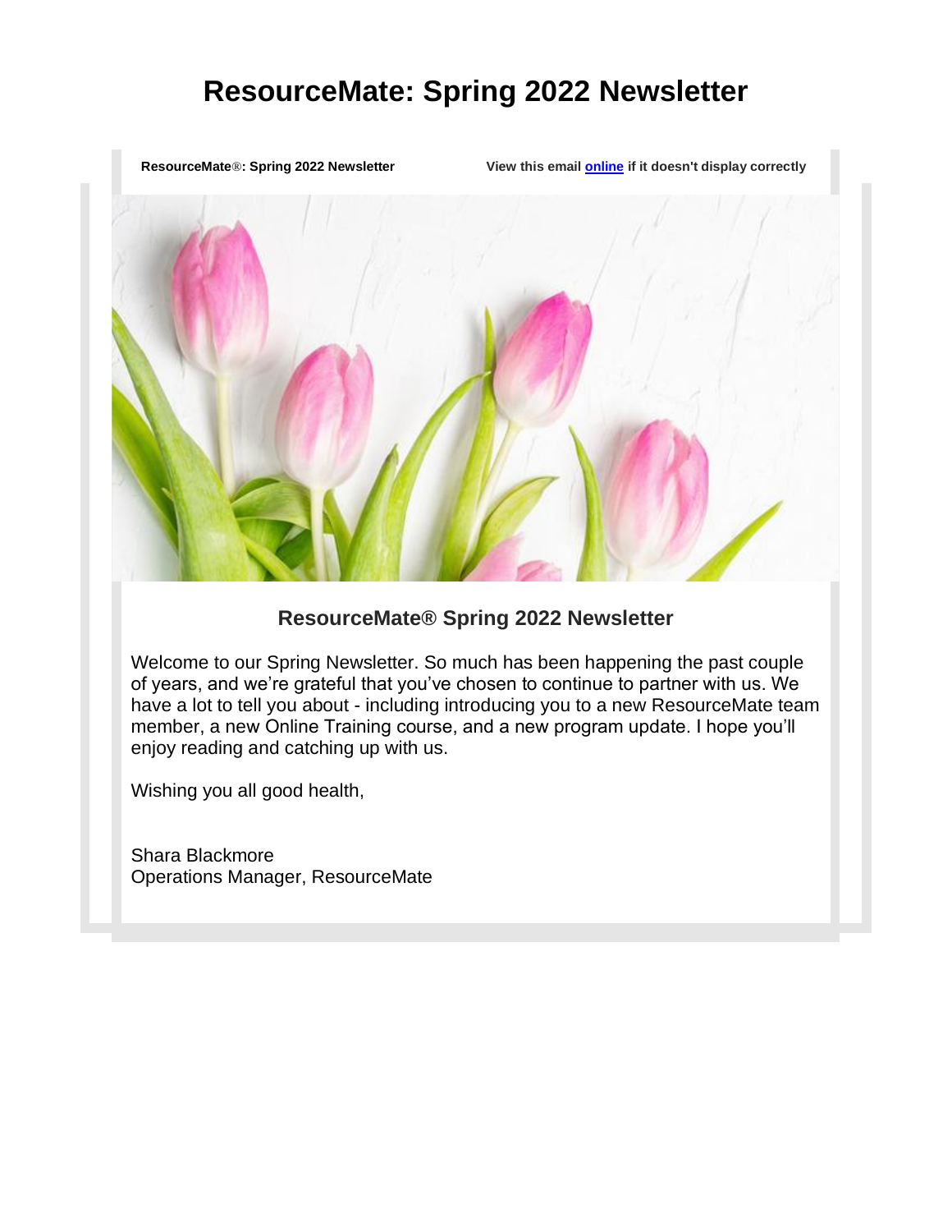# ResourceMate: Spring 2022 Newsletter

**ResourceMate®: Spring 2022 Newsletter** **View this email online if it doesn't display correctly**

## ResourceMate® Spring 2022 Newsletter

Welcome to our Spring Newsletter. So much has been happening the past couple of years, and we're grateful that you've chosen to continue to partner with us. We have a lot to tell you about - including introducing you to a new ResourceMate team member, a new Online Training course, and a new program update. I hope you'll enjoy reading and catching up with us.

Wishing you all good health,

Shara Blackmore
Operations Manager, ResourceMate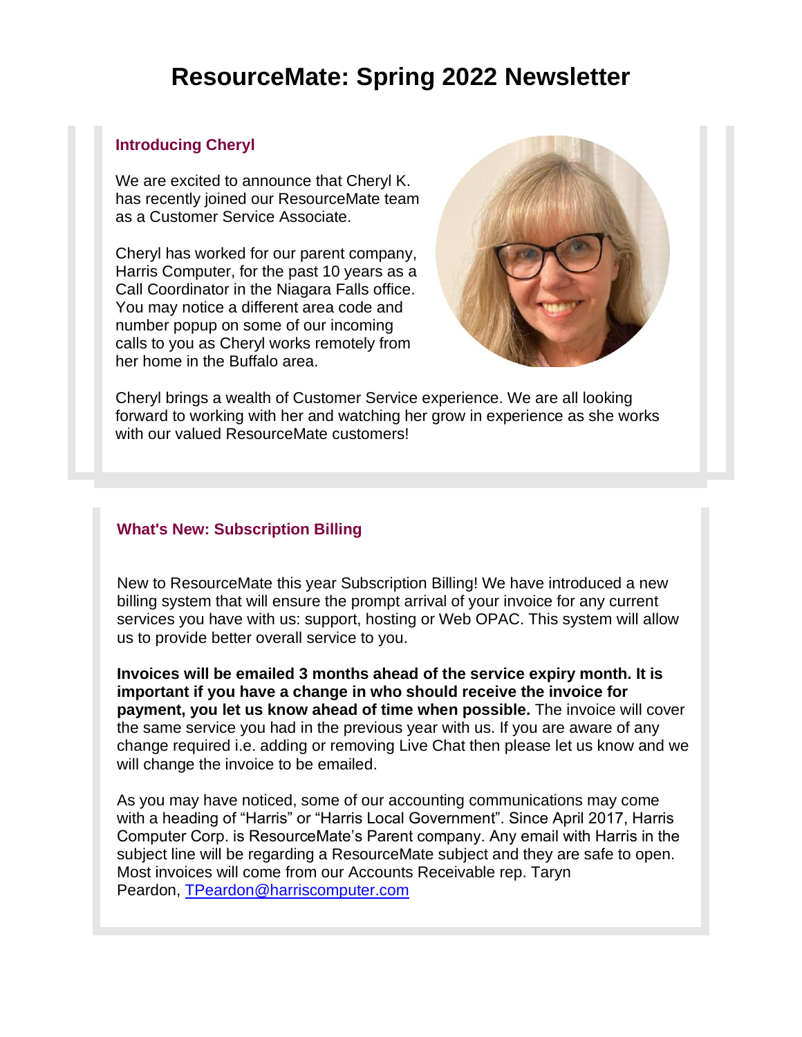# ResourceMate: Spring 2022 Newsletter

### Introducing Cheryl

We are excited to announce that Cheryl K. has recently joined our ResourceMate team as a Customer Service Associate.

Cheryl has worked for our parent company, Harris Computer, for the past 10 years as a Call Coordinator in the Niagara Falls office. You may notice a different area code and number popup on some of our incoming calls to you as Cheryl works remotely from her home in the Buffalo area.

Cheryl brings a wealth of Customer Service experience. We are all looking forward to working with her and watching her grow in experience as she works with our valued ResourceMate customers!

### What's New: Subscription Billing

New to ResourceMate this year Subscription Billing! We have introduced a new billing system that will ensure the prompt arrival of your invoice for any current services you have with us: support, hosting or Web OPAC. This system will allow us to provide better overall service to you.

**Invoices will be emailed 3 months ahead of the service expiry month. It is important if you have a change in who should receive the invoice for payment, you let us know ahead of time when possible.** The invoice will cover the same service you had in the previous year with us. If you are aware of any change required i.e. adding or removing Live Chat then please let us know and we will change the invoice to be emailed.

As you may have noticed, some of our accounting communications may come with a heading of "Harris" or "Harris Local Government". Since April 2017, Harris Computer Corp. is ResourceMate's Parent company. Any email with Harris in the subject line will be regarding a ResourceMate subject and they are safe to open. Most invoices will come from our Accounts Receivable rep. Taryn Peardon, TPeardon@harriscomputer.com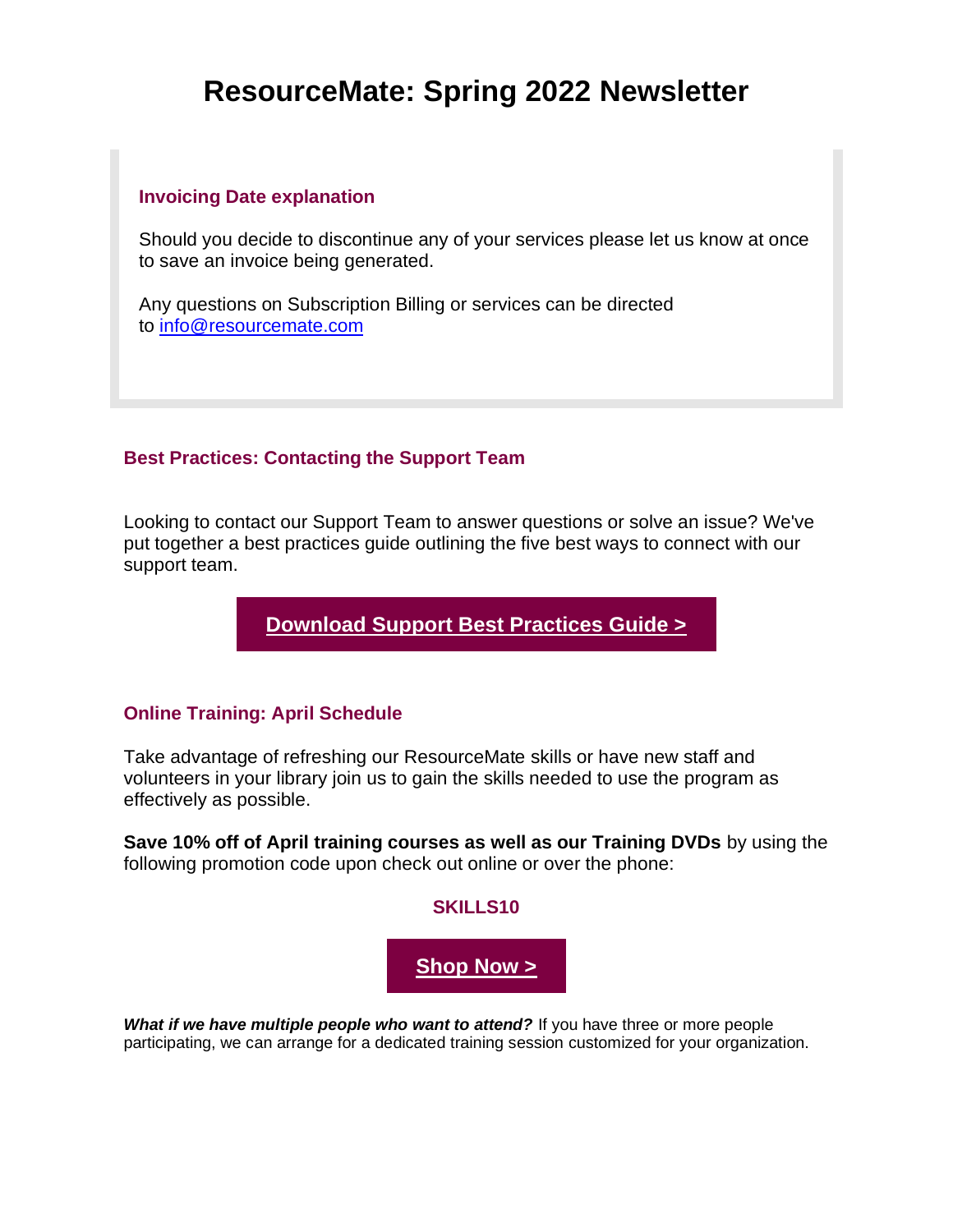# ResourceMate: Spring 2022 Newsletter

### Invoicing Date explanation

Should you decide to discontinue any of your services please let us know at once to save an invoice being generated.

Any questions on Subscription Billing or services can be directed to info@resourcemate.com

### Best Practices: Contacting the Support Team

Looking to contact our Support Team to answer questions or solve an issue? We've put together a best practices guide outlining the five best ways to connect with our support team.

**Download Support Best Practices Guide >**

### Online Training: April Schedule

Take advantage of refreshing our ResourceMate skills or have new staff and volunteers in your library join us to gain the skills needed to use the program as effectively as possible.

**Save 10% off of April training courses as well as our Training DVDs** by using the following promotion code upon check out online or over the phone:

**SKILLS10**

**Shop Now >**

***What if we have multiple people who want to attend?*** If you have three or more people participating, we can arrange for a dedicated training session customized for your organization.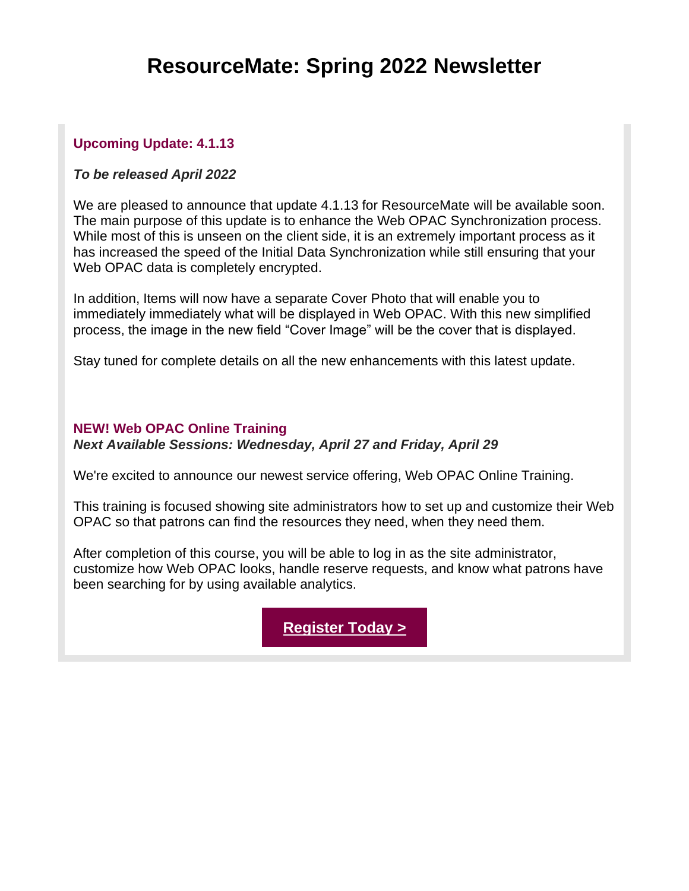# ResourceMate: Spring 2022 Newsletter

### Upcoming Update: 4.1.13

***To be released April 2022***

We are pleased to announce that update 4.1.13 for ResourceMate will be available soon. The main purpose of this update is to enhance the Web OPAC Synchronization process. While most of this is unseen on the client side, it is an extremely important process as it has increased the speed of the Initial Data Synchronization while still ensuring that your Web OPAC data is completely encrypted.

In addition, Items will now have a separate Cover Photo that will enable you to immediately immediately what will be displayed in Web OPAC. With this new simplified process, the image in the new field “Cover Image” will be the cover that is displayed.

Stay tuned for complete details on all the new enhancements with this latest update.

### NEW! Web OPAC Online Training

***Next Available Sessions: Wednesday, April 27 and Friday, April 29***

We're excited to announce our newest service offering, Web OPAC Online Training.

This training is focused showing site administrators how to set up and customize their Web OPAC so that patrons can find the resources they need, when they need them.

After completion of this course, you will be able to log in as the site administrator, customize how Web OPAC looks, handle reserve requests, and know what patrons have been searching for by using available analytics.

**Register Today >**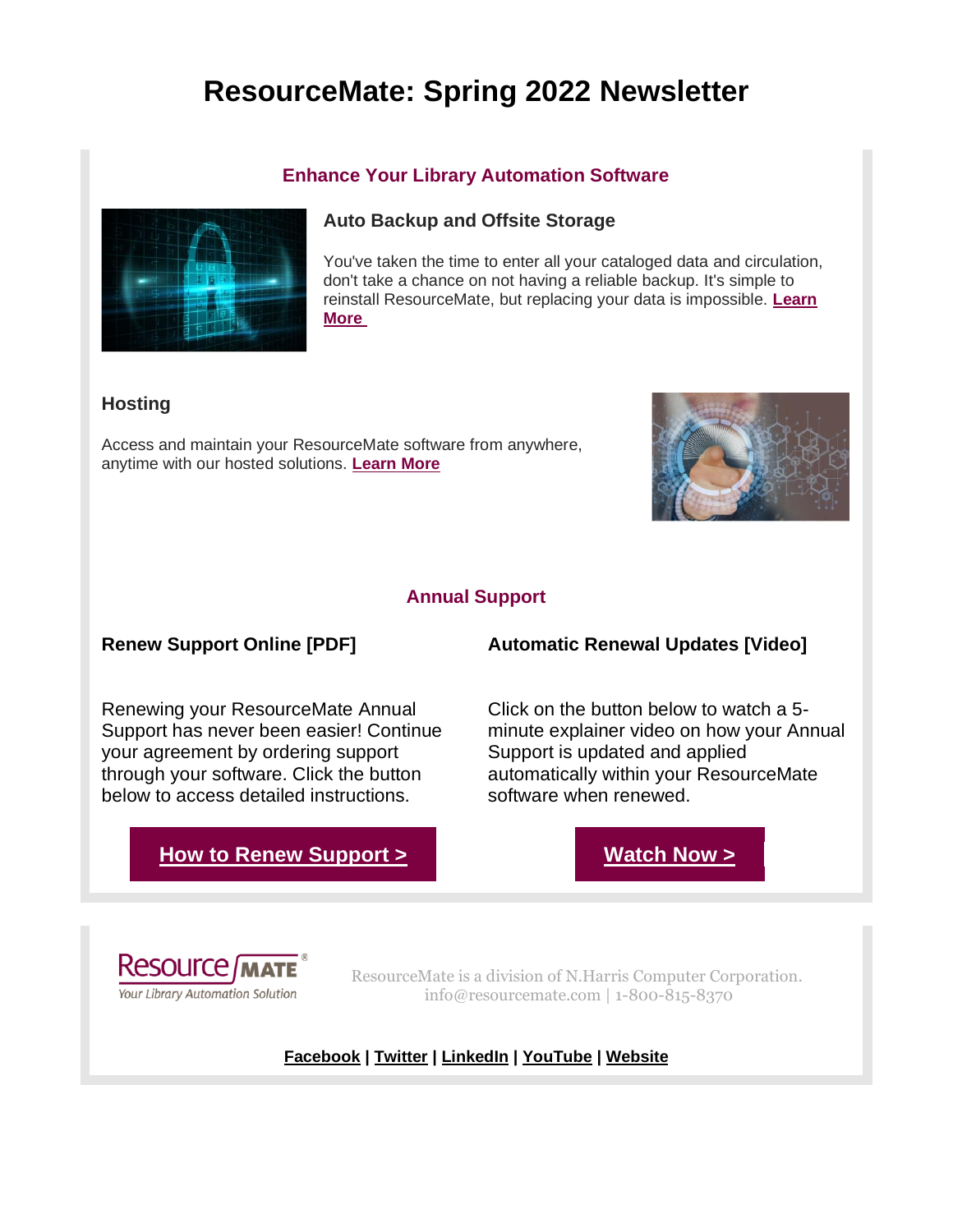# ResourceMate: Spring 2022 Newsletter

## Enhance Your Library Automation Software

### Auto Backup and Offsite Storage

You've taken the time to enter all your cataloged data and circulation, don't take a chance on not having a reliable backup. It's simple to reinstall ResourceMate, but replacing your data is impossible. **Learn More**

### Hosting

Access and maintain your ResourceMate software from anywhere, anytime with our hosted solutions. **Learn More**

## Annual Support

### Renew Support Online [PDF]

Renewing your ResourceMate Annual Support has never been easier! Continue your agreement by ordering support through your software. Click the button below to access detailed instructions.

**How to Renew Support >**

### Automatic Renewal Updates [Video]

Click on the button below to watch a 5-minute explainer video on how your Annual Support is updated and applied automatically within your ResourceMate software when renewed.

**Watch Now >**

ResourceMate® Your Library Automation Solution

ResourceMate is a division of N.Harris Computer Corporation.
info@resourcemate.com | 1-800-815-8370

**Facebook** | **Twitter** | **LinkedIn** | **YouTube** | **Website**